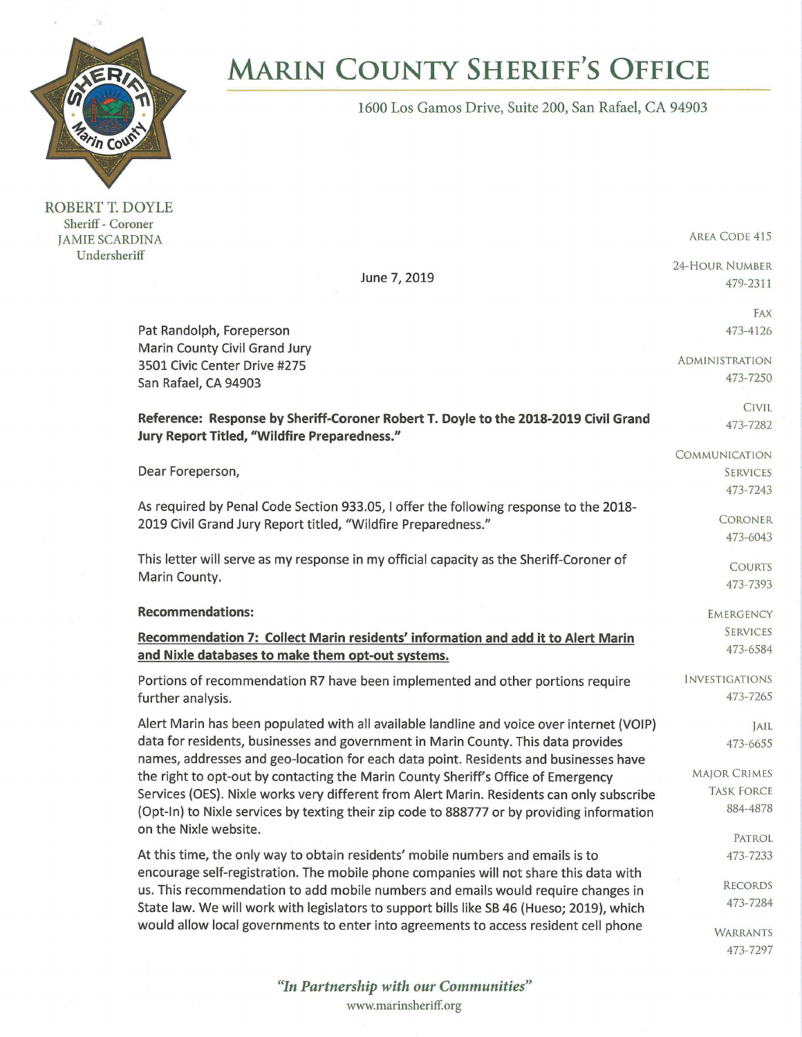# MARIN COUNTY SHERIFF'S OFFICE

1600 Los Gamos Drive, Suite 200, San Rafael, CA 94903

ROBERT T. DOYLE
Sheriff - Coroner
JAMIE SCARDINA
Undersheriff

AREA CODE 415

24-HOUR NUMBER 479-2311
FAX 473-4126
ADMINISTRATION 473-7250
CIVIL 473-7282
COMMUNICATION SERVICES 473-7243
CORONER 473-6043
COURTS 473-7393
EMERGENCY SERVICES 473-6584
INVESTIGATIONS 473-7265
JAIL 473-6655
MAJOR CRIMES TASK FORCE 884-4878
PATROL 473-7233
RECORDS 473-7284
WARRANTS 473-7297

June 7, 2019

Pat Randolph, Foreperson
Marin County Civil Grand Jury
3501 Civic Center Drive #275
San Rafael, CA 94903

**Reference: Response by Sheriff-Coroner Robert T. Doyle to the 2018-2019 Civil Grand Jury Report Titled, "Wildfire Preparedness."**

Dear Foreperson,

As required by Penal Code Section 933.05, I offer the following response to the 2018-2019 Civil Grand Jury Report titled, "Wildfire Preparedness."

This letter will serve as my response in my official capacity as the Sheriff-Coroner of Marin County.

**Recommendations:**

**<u>Recommendation 7: Collect Marin residents' information and add it to Alert Marin and Nixle databases to make them opt-out systems.</u>**

Portions of recommendation R7 have been implemented and other portions require further analysis.

Alert Marin has been populated with all available landline and voice over internet (VOIP) data for residents, businesses and government in Marin County. This data provides names, addresses and geo-location for each data point. Residents and businesses have the right to opt-out by contacting the Marin County Sheriff's Office of Emergency Services (OES). Nixle works very different from Alert Marin. Residents can only subscribe (Opt-In) to Nixle services by texting their zip code to 888777 or by providing information on the Nixle website.

At this time, the only way to obtain residents' mobile numbers and emails is to encourage self-registration. The mobile phone companies will not share this data with us. This recommendation to add mobile numbers and emails would require changes in State law. We will work with legislators to support bills like SB 46 (Hueso; 2019), which would allow local governments to enter into agreements to access resident cell phone

*"In Partnership with our Communities"*
www.marinsheriff.org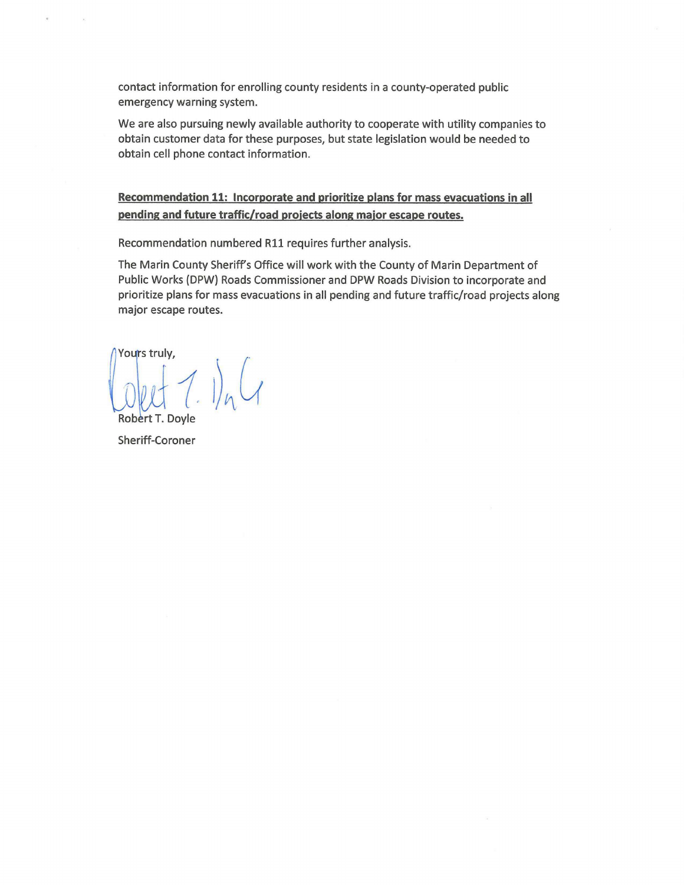contact information for enrolling county residents in a county-operated public emergency warning system.

We are also pursuing newly available authority to cooperate with utility companies to obtain customer data for these purposes, but state legislation would be needed to obtain cell phone contact information.

**Recommendation 11: Incorporate and prioritize plans for mass evacuations in all pending and future traffic/road projects along major escape routes.**

Recommendation numbered R11 requires further analysis.

The Marin County Sheriff's Office will work with the County of Marin Department of Public Works (DPW) Roads Commissioner and DPW Roads Division to incorporate and prioritize plans for mass evacuations in all pending and future traffic/road projects along major escape routes.

Yours truly,

Robert T. Doyle

Sheriff-Coroner